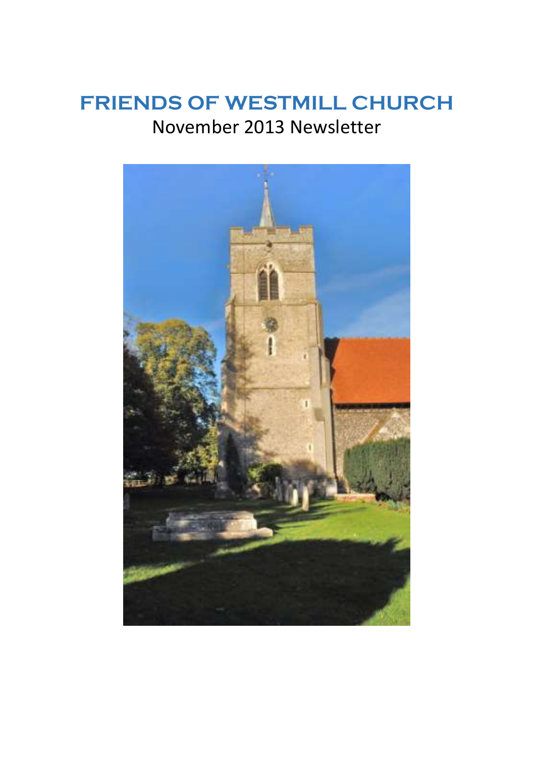# FRIENDS OF WESTMILL CHURCH

November 2013 Newsletter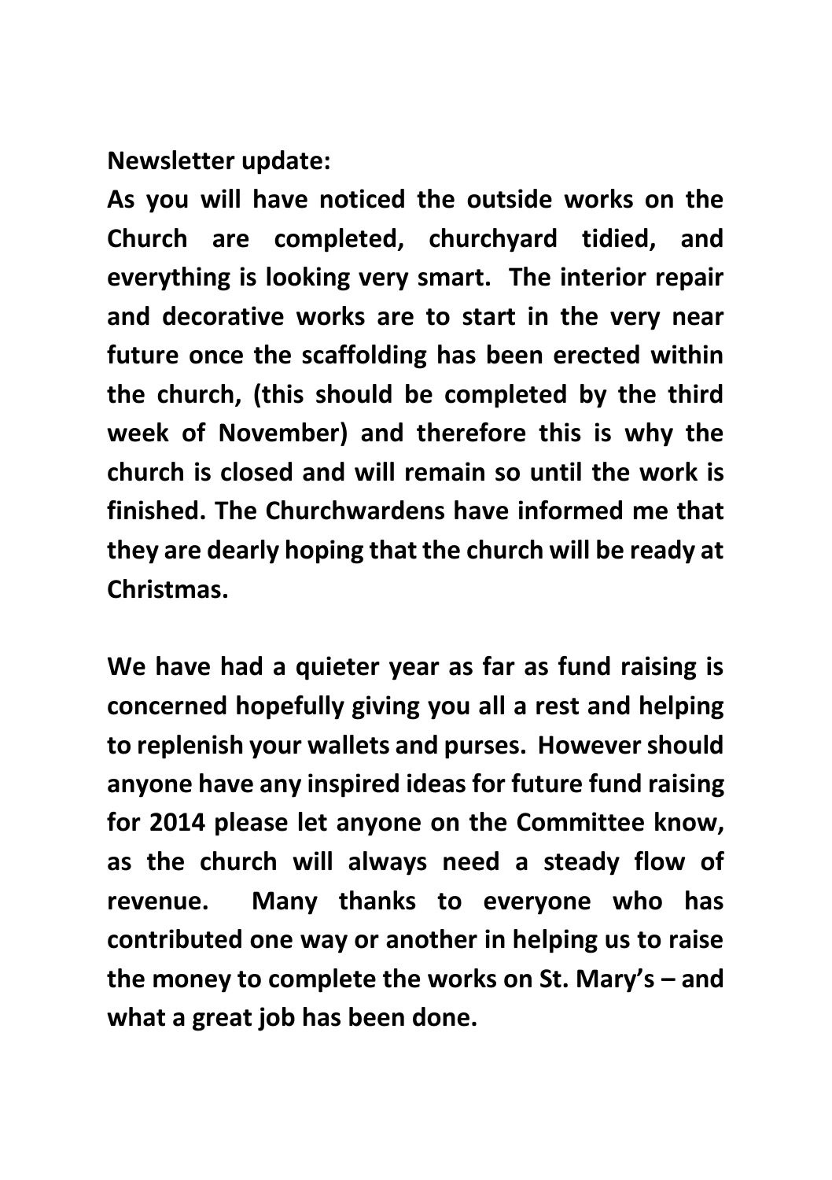**Newsletter update:**

**As you will have noticed the outside works on the Church are completed, churchyard tidied, and everything is looking very smart. The interior repair and decorative works are to start in the very near future once the scaffolding has been erected within the church, (this should be completed by the third week of November) and therefore this is why the church is closed and will remain so until the work is finished. The Churchwardens have informed me that they are dearly hoping that the church will be ready at Christmas.**

**We have had a quieter year as far as fund raising is concerned hopefully giving you all a rest and helping to replenish your wallets and purses. However should anyone have any inspired ideas for future fund raising for 2014 please let anyone on the Committee know, as the church will always need a steady flow of revenue. Many thanks to everyone who has contributed one way or another in helping us to raise the money to complete the works on St. Mary's – and what a great job has been done.**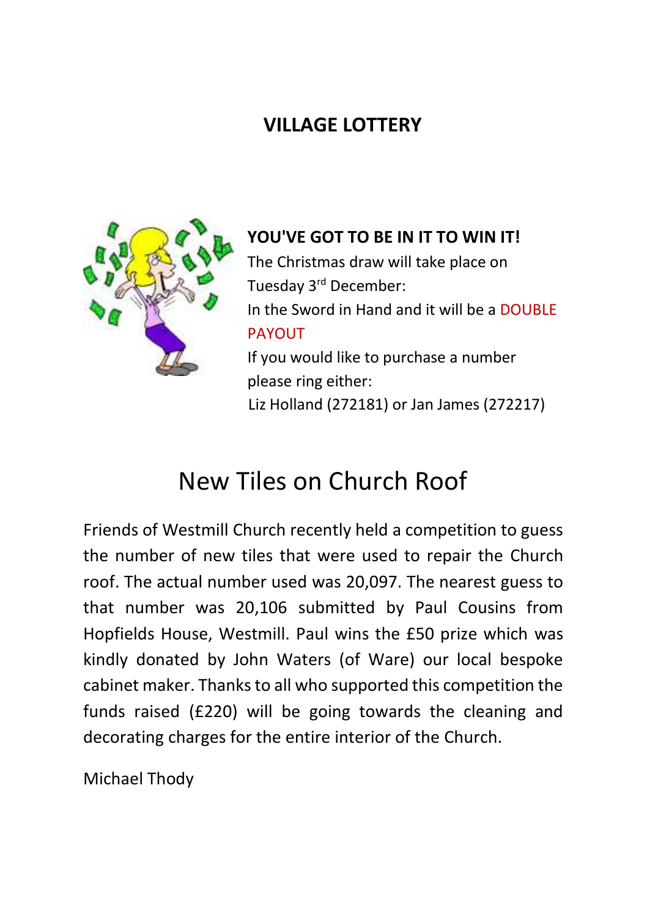## VILLAGE LOTTERY

**YOU'VE GOT TO BE IN IT TO WIN IT!**

The Christmas draw will take place on Tuesday 3rd December:

In the Sword in Hand and it will be a DOUBLE PAYOUT

If you would like to purchase a number please ring either:

Liz Holland (272181) or Jan James (272217)

# New Tiles on Church Roof

Friends of Westmill Church recently held a competition to guess the number of new tiles that were used to repair the Church roof. The actual number used was 20,097. The nearest guess to that number was 20,106 submitted by Paul Cousins from Hopfields House, Westmill. Paul wins the £50 prize which was kindly donated by John Waters (of Ware) our local bespoke cabinet maker. Thanks to all who supported this competition the funds raised (£220) will be going towards the cleaning and decorating charges for the entire interior of the Church.

Michael Thody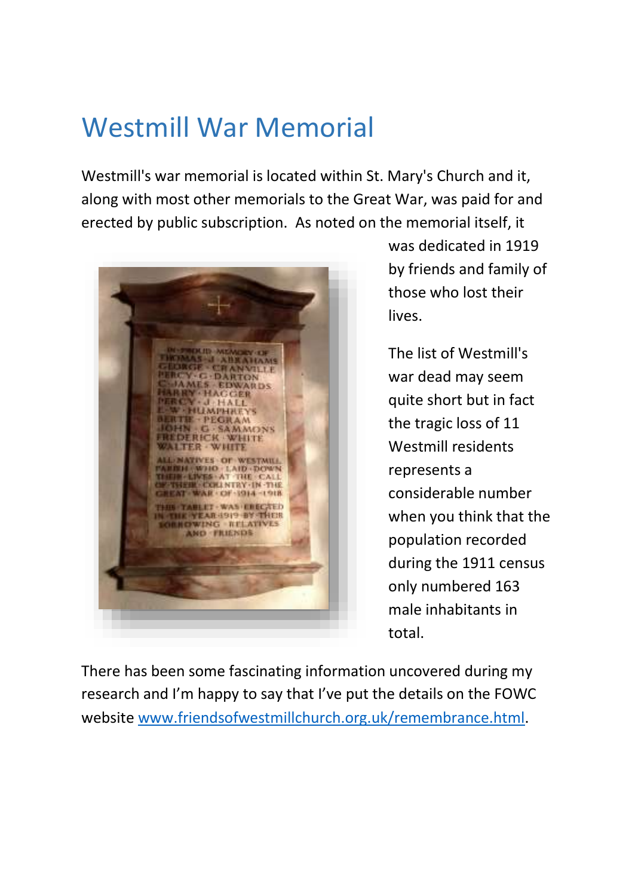# Westmill War Memorial

Westmill's war memorial is located within St. Mary's Church and it, along with most other memorials to the Great War, was paid for and erected by public subscription. As noted on the memorial itself, it was dedicated in 1919 by friends and family of those who lost their lives.

The list of Westmill's war dead may seem quite short but in fact the tragic loss of 11 Westmill residents represents a considerable number when you think that the population recorded during the 1911 census only numbered 163 male inhabitants in total.

There has been some fascinating information uncovered during my research and I'm happy to say that I've put the details on the FOWC website [www.friendsofwestmillchurch.org.uk/remembrance.html](http://www.friendsofwestmillchurch.org.uk/remembrance.html).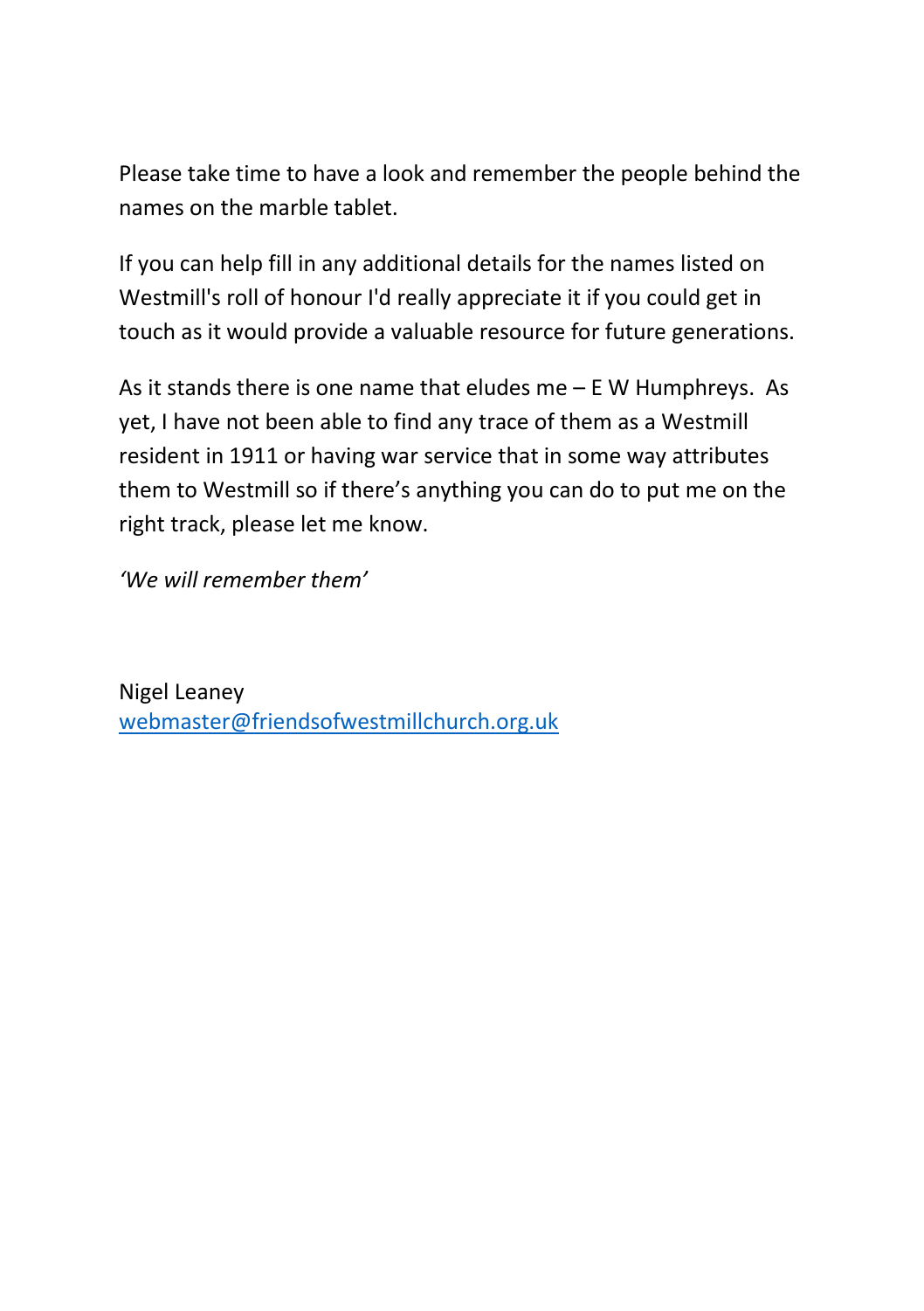Please take time to have a look and remember the people behind the names on the marble tablet.

If you can help fill in any additional details for the names listed on Westmill's roll of honour I'd really appreciate it if you could get in touch as it would provide a valuable resource for future generations.

As it stands there is one name that eludes me – E W Humphreys. As yet, I have not been able to find any trace of them as a Westmill resident in 1911 or having war service that in some way attributes them to Westmill so if there's anything you can do to put me on the right track, please let me know.

*'We will remember them'*

Nigel Leaney
[webmaster@friendsofwestmillchurch.org.uk](mailto:webmaster@friendsofwestmillchurch.org.uk)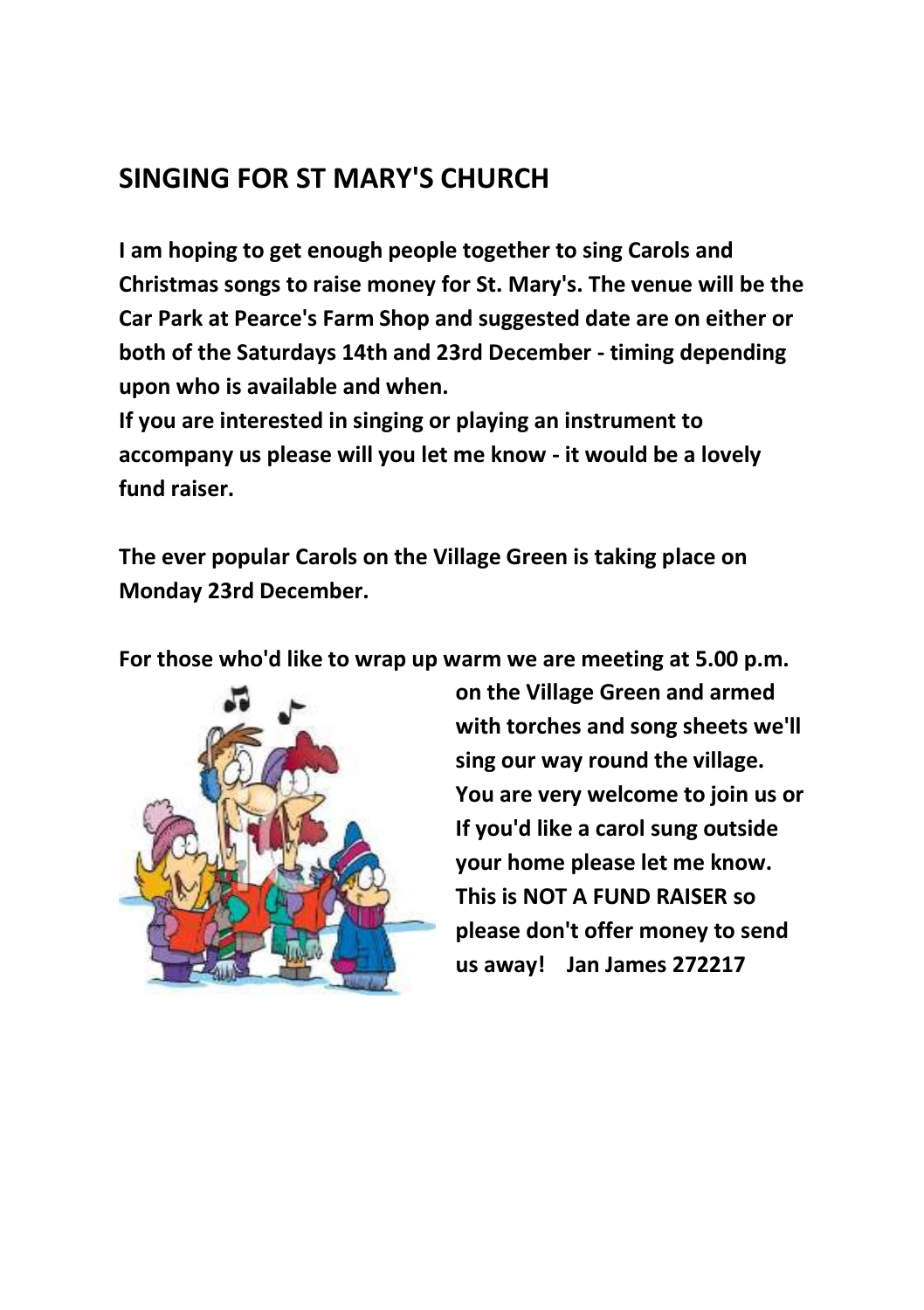## SINGING FOR ST MARY'S CHURCH

**I am hoping to get enough people together to sing Carols and Christmas songs to raise money for St. Mary's. The venue will be the Car Park at Pearce's Farm Shop and suggested date are on either or both of the Saturdays 14th and 23rd December - timing depending upon who is available and when.**

**If you are interested in singing or playing an instrument to accompany us please will you let me know - it would be a lovely fund raiser.**

**The ever popular Carols on the Village Green is taking place on Monday 23rd December.**

**For those who'd like to wrap up warm we are meeting at 5.00 p.m. on the Village Green and armed with torches and song sheets we'll sing our way round the village. You are very welcome to join us or If you'd like a carol sung outside your home please let me know. This is NOT A FUND RAISER so please don't offer money to send us away! Jan James 272217**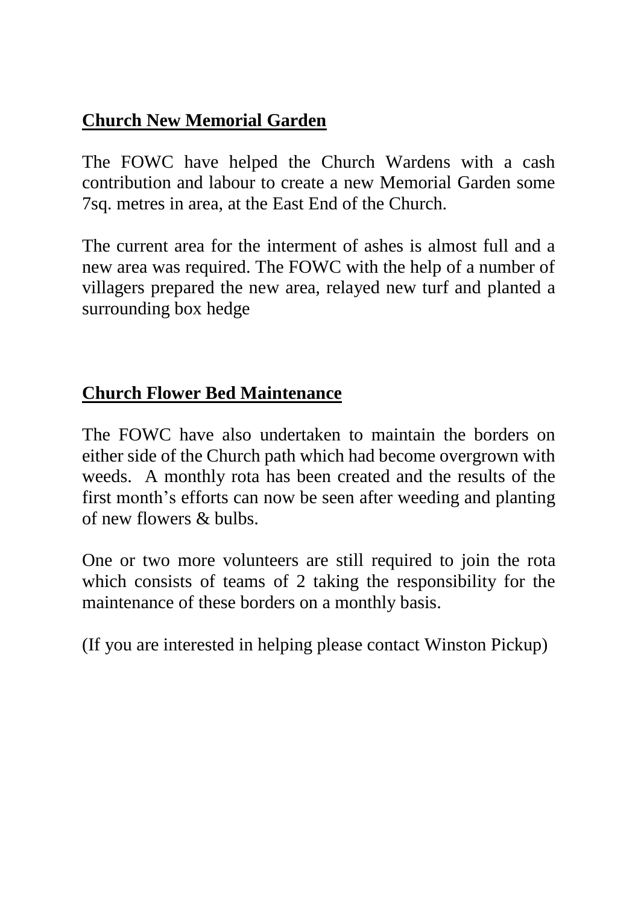## Church New Memorial Garden

The FOWC have helped the Church Wardens with a cash contribution and labour to create a new Memorial Garden some 7sq. metres in area, at the East End of the Church.

The current area for the interment of ashes is almost full and a new area was required. The FOWC with the help of a number of villagers prepared the new area, relayed new turf and planted a surrounding box hedge

## Church Flower Bed Maintenance

The FOWC have also undertaken to maintain the borders on either side of the Church path which had become overgrown with weeds. A monthly rota has been created and the results of the first month's efforts can now be seen after weeding and planting of new flowers & bulbs.

One or two more volunteers are still required to join the rota which consists of teams of 2 taking the responsibility for the maintenance of these borders on a monthly basis.

(If you are interested in helping please contact Winston Pickup)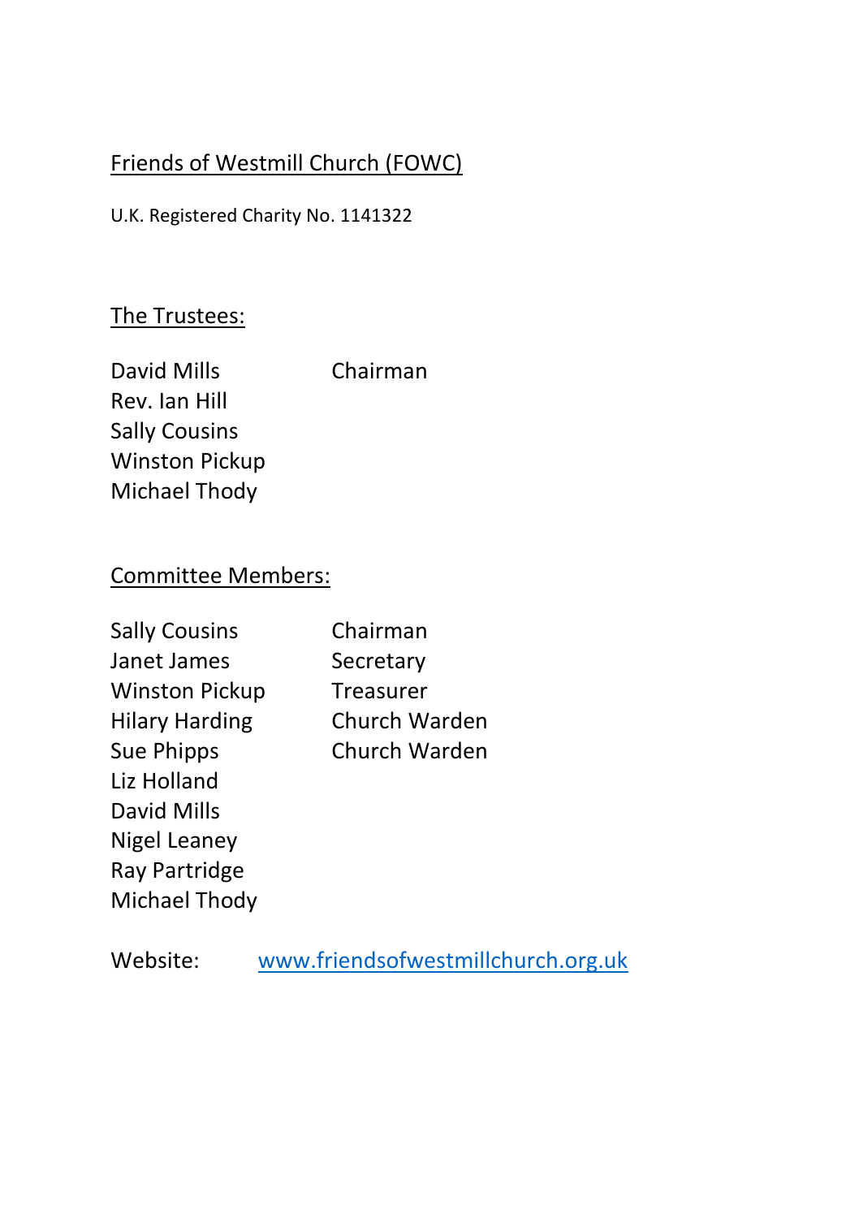Friends of Westmill Church (FOWC)

U.K. Registered Charity No. 1141322

The Trustees:

| | |
|---|---|
| David Mills | Chairman |
| Rev. Ian Hill | |
| Sally Cousins | |
| Winston Pickup | |
| Michael Thody | |

Committee Members:

| | |
|---|---|
| Sally Cousins | Chairman |
| Janet James | Secretary |
| Winston Pickup | Treasurer |
| Hilary Harding | Church Warden |
| Sue Phipps | Church Warden |
| Liz Holland | |
| David Mills | |
| Nigel Leaney | |
| Ray Partridge | |
| Michael Thody | |

Website: [www.friendsofwestmillchurch.org.uk](http://www.friendsofwestmillchurch.org.uk)